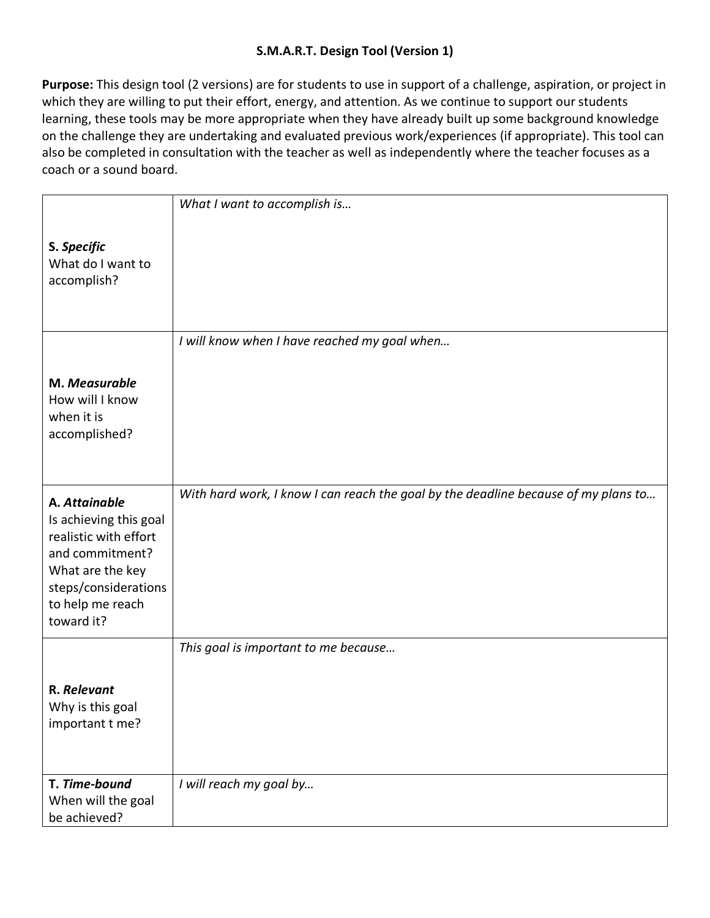**S.M.A.R.T. Design Tool (Version 1)**

**Purpose:** This design tool (2 versions) are for students to use in support of a challenge, aspiration, or project in which they are willing to put their effort, energy, and attention. As we continue to support our students learning, these tools may be more appropriate when they have already built up some background knowledge on the challenge they are undertaking and evaluated previous work/experiences (if appropriate). This tool can also be completed in consultation with the teacher as well as independently where the teacher focuses as a coach or a sound board.

| | |
|---|---|
| **S.** ***Specific*** What do I want to accomplish? | *What I want to accomplish is…* |
| **M.** ***Measurable*** How will I know when it is accomplished? | *I will know when I have reached my goal when…* |
| **A.** ***Attainable*** Is achieving this goal realistic with effort and commitment? What are the key steps/considerations to help me reach toward it? | *With hard work, I know I can reach the goal by the deadline because of my plans to…* |
| **R.** ***Relevant*** Why is this goal important t me? | *This goal is important to me because…* |
| **T.** ***Time-bound*** When will the goal be achieved? | *I will reach my goal by…* |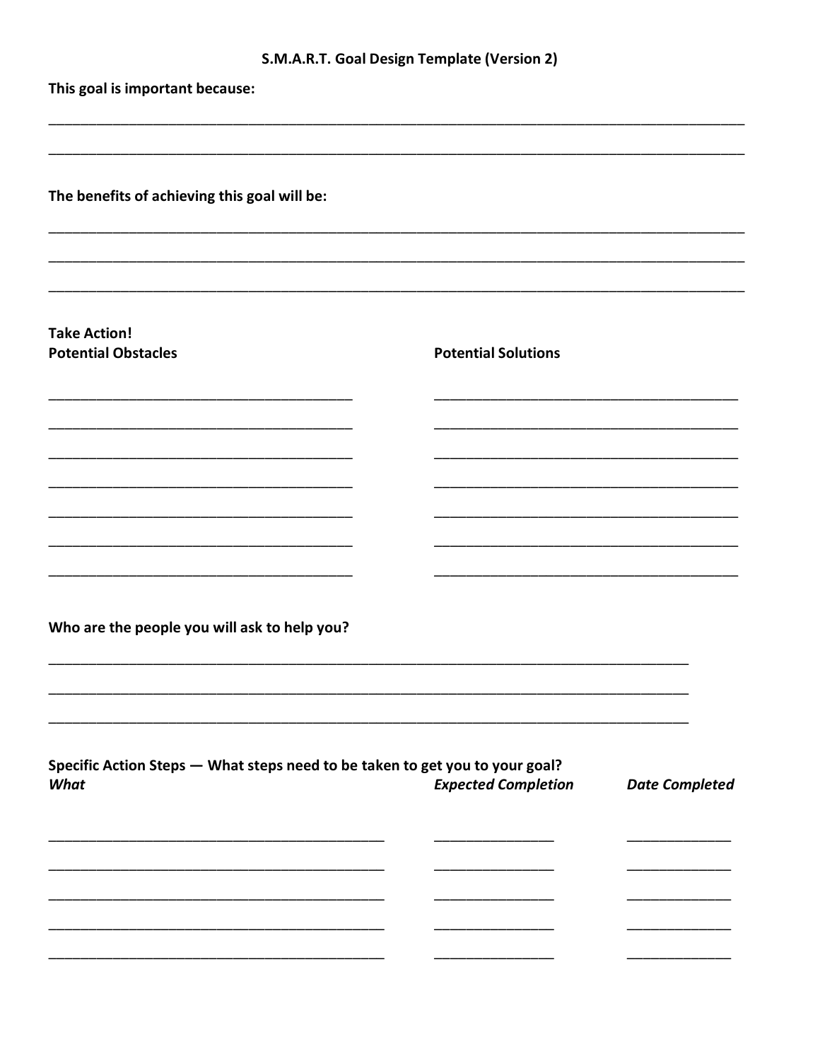# S.M.A.R.T. Goal Design Template (Version 2)

**This goal is important because:**

______________________________________________________________________________________

______________________________________________________________________________________

**The benefits of achieving this goal will be:**

______________________________________________________________________________________

______________________________________________________________________________________

______________________________________________________________________________________

**Take Action!**

| **Potential Obstacles** | **Potential Solutions** |
| --- | --- |
| ______________________________________ | ______________________________________ |
| ______________________________________ | ______________________________________ |
| ______________________________________ | ______________________________________ |
| ______________________________________ | ______________________________________ |
| ______________________________________ | ______________________________________ |
| ______________________________________ | ______________________________________ |
| ______________________________________ | ______________________________________ |

**Who are the people you will ask to help you?**

______________________________________________________________________________

______________________________________________________________________________

______________________________________________________________________________

**Specific Action Steps — What steps need to be taken to get you to your goal?**

| ***What*** | ***Expected Completion*** | ***Date Completed*** |
| --- | --- | --- |
| __________________________________________ | _______________ | _____________ |
| __________________________________________ | _______________ | _____________ |
| __________________________________________ | _______________ | _____________ |
| __________________________________________ | _______________ | _____________ |
| __________________________________________ | _______________ | _____________ |